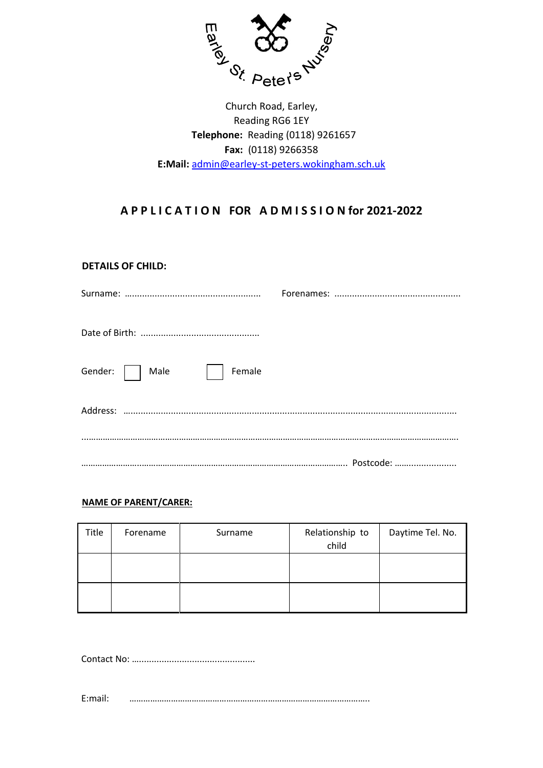Earley St. Peter's Nursery

Church Road, Earley,
Reading RG6 1EY
**Telephone:** Reading (0118) 9261657
**Fax:** (0118) 9266358
**E:Mail:** admin@earley-st-peters.wokingham.sch.uk

## APPLICATION FOR ADMISSION for 2021-2022

**DETAILS OF CHILD:**

Surname: ……………………………………………… Forenames: …………………………………………

Date of Birth: ………………………………………

Gender: ☐ Male ☐ Female

Address: ………………………………………………………………………………………………………

…………………………………………………………………………………………………………………

………………………………………………………………………………………… Postcode: ……………………

**NAME OF PARENT/CARER:**

| Title | Forename | Surname | Relationship to child | Daytime Tel. No. |
|---|---|---|---|---|
| | | | | |
| | | | | |

Contact No: …………………………………………

E:mail: ……………………………………………………………………………………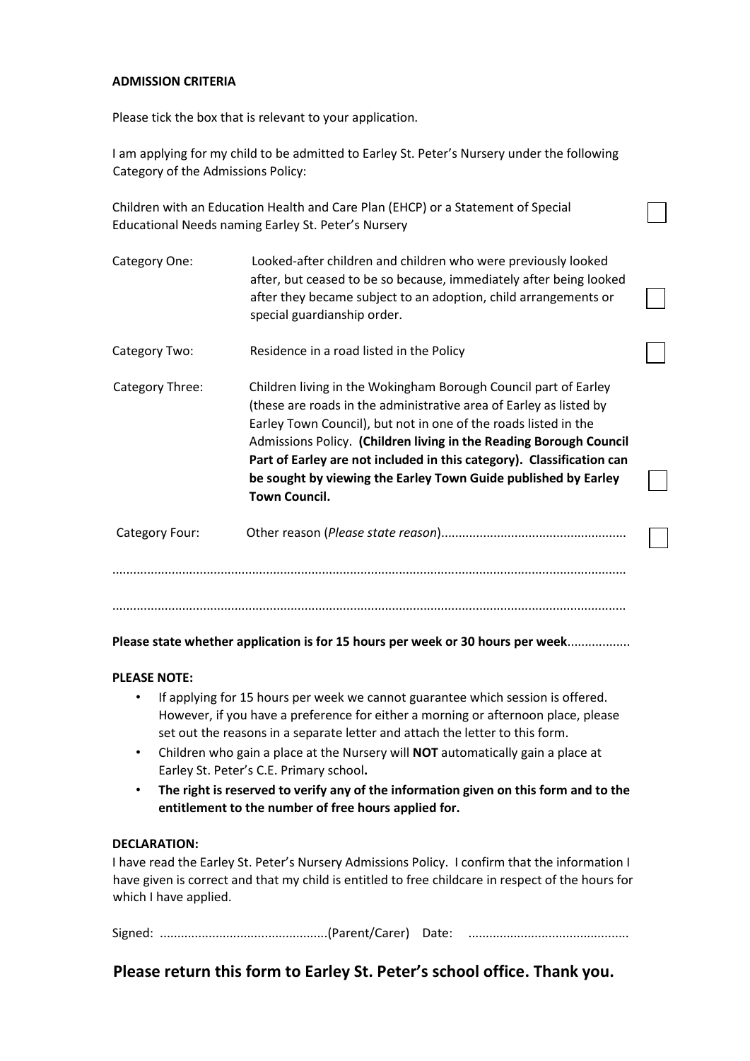**ADMISSION CRITERIA**

Please tick the box that is relevant to your application.

I am applying for my child to be admitted to Earley St. Peter's Nursery under the following Category of the Admissions Policy:

| | | |
|---|---|---|
| Children with an Education Health and Care Plan (EHCP) or a Statement of Special Educational Needs naming Earley St. Peter's Nursery | | ☐ |
| Category One: | Looked-after children and children who were previously looked after, but ceased to be so because, immediately after being looked after they became subject to an adoption, child arrangements or special guardianship order. | ☐ |
| Category Two: | Residence in a road listed in the Policy | ☐ |
| Category Three: | Children living in the Wokingham Borough Council part of Earley (these are roads in the administrative area of Earley as listed by Earley Town Council), but not in one of the roads listed in the Admissions Policy. **(Children living in the Reading Borough Council Part of Earley are not included in this category). Classification can be sought by viewing the Earley Town Guide published by Earley Town Council.** | ☐ |
| Category Four: | Other reason (*Please state reason*)................................................... | ☐ |

.................................................................................................................................................

.................................................................................................................................................

**Please state whether application is for 15 hours per week or 30 hours per week**.................

**PLEASE NOTE:**

- If applying for 15 hours per week we cannot guarantee which session is offered. However, if you have a preference for either a morning or afternoon place, please set out the reasons in a separate letter and attach the letter to this form.
- Children who gain a place at the Nursery will **NOT** automatically gain a place at Earley St. Peter's C.E. Primary school**.**
- **The right is reserved to verify any of the information given on this form and to the entitlement to the number of free hours applied for.**

**DECLARATION:**

I have read the Earley St. Peter's Nursery Admissions Policy. I confirm that the information I have given is correct and that my child is entitled to free childcare in respect of the hours for which I have applied.

Signed: ...............................................(Parent/Carer) Date: .............................................

**Please return this form to Earley St. Peter's school office. Thank you.**